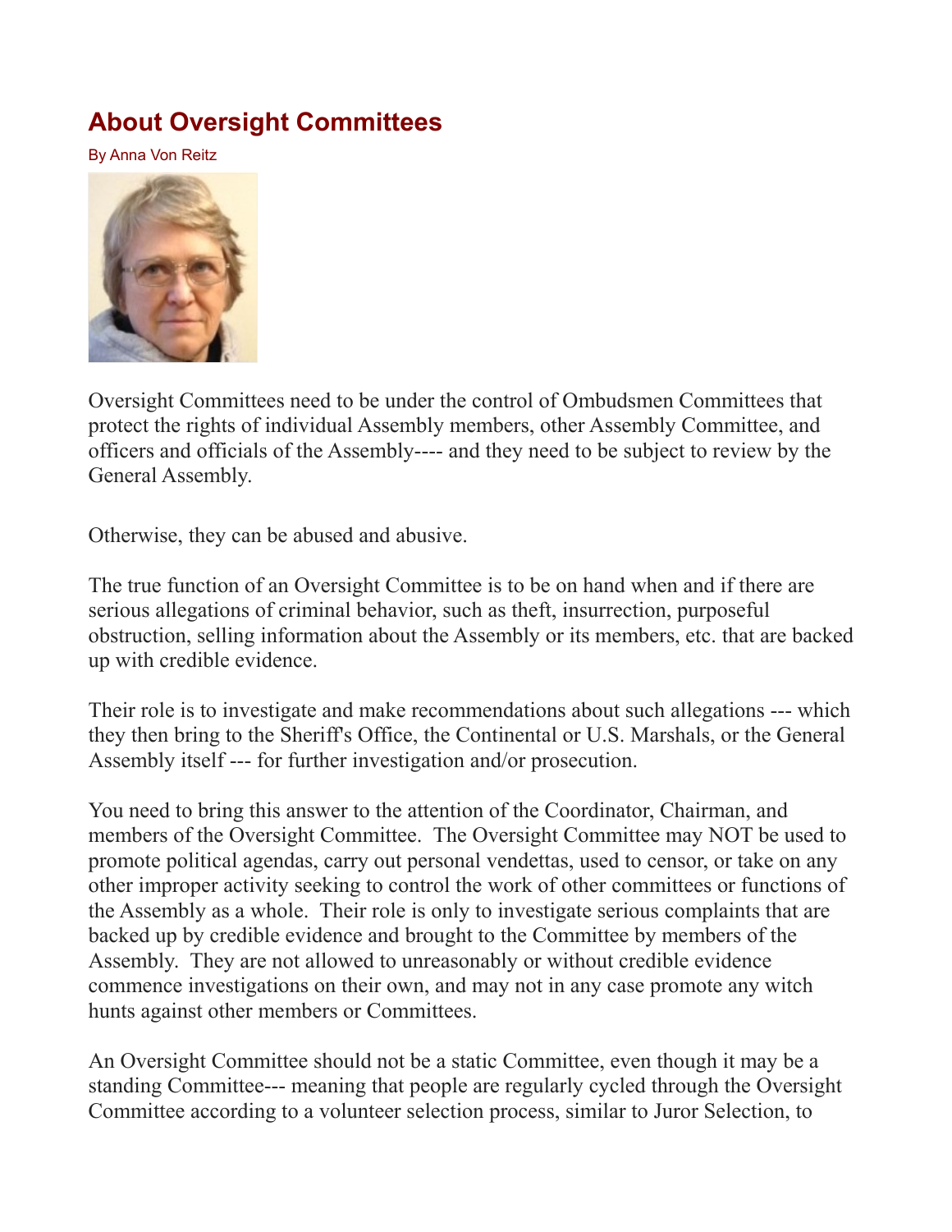# About Oversight Committees

By Anna Von Reitz

Oversight Committees need to be under the control of Ombudsmen Committees that protect the rights of individual Assembly members, other Assembly Committee, and officers and officials of the Assembly---- and they need to be subject to review by the General Assembly.

Otherwise, they can be abused and abusive.

The true function of an Oversight Committee is to be on hand when and if there are serious allegations of criminal behavior, such as theft, insurrection, purposeful obstruction, selling information about the Assembly or its members, etc. that are backed up with credible evidence.

Their role is to investigate and make recommendations about such allegations --- which they then bring to the Sheriff's Office, the Continental or U.S. Marshals, or the General Assembly itself --- for further investigation and/or prosecution.

You need to bring this answer to the attention of the Coordinator, Chairman, and members of the Oversight Committee. The Oversight Committee may NOT be used to promote political agendas, carry out personal vendettas, used to censor, or take on any other improper activity seeking to control the work of other committees or functions of the Assembly as a whole. Their role is only to investigate serious complaints that are backed up by credible evidence and brought to the Committee by members of the Assembly. They are not allowed to unreasonably or without credible evidence commence investigations on their own, and may not in any case promote any witch hunts against other members or Committees.

An Oversight Committee should not be a static Committee, even though it may be a standing Committee--- meaning that people are regularly cycled through the Oversight Committee according to a volunteer selection process, similar to Juror Selection, to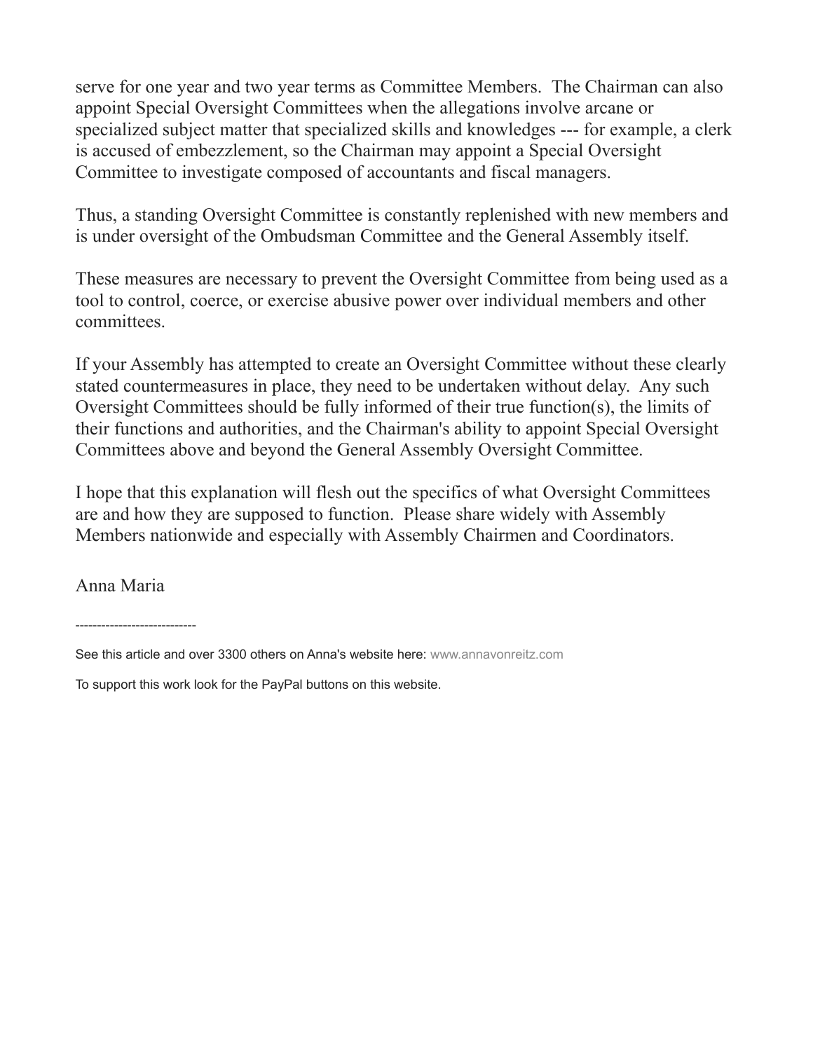serve for one year and two year terms as Committee Members. The Chairman can also appoint Special Oversight Committees when the allegations involve arcane or specialized subject matter that specialized skills and knowledges --- for example, a clerk is accused of embezzlement, so the Chairman may appoint a Special Oversight Committee to investigate composed of accountants and fiscal managers.

Thus, a standing Oversight Committee is constantly replenished with new members and is under oversight of the Ombudsman Committee and the General Assembly itself.

These measures are necessary to prevent the Oversight Committee from being used as a tool to control, coerce, or exercise abusive power over individual members and other committees.

If your Assembly has attempted to create an Oversight Committee without these clearly stated countermeasures in place, they need to be undertaken without delay. Any such Oversight Committees should be fully informed of their true function(s), the limits of their functions and authorities, and the Chairman's ability to appoint Special Oversight Committees above and beyond the General Assembly Oversight Committee.

I hope that this explanation will flesh out the specifics of what Oversight Committees are and how they are supposed to function. Please share widely with Assembly Members nationwide and especially with Assembly Chairmen and Coordinators.

Anna Maria

---------------------------

See this article and over 3300 others on Anna's website here: www.annavonreitz.com

To support this work look for the PayPal buttons on this website.